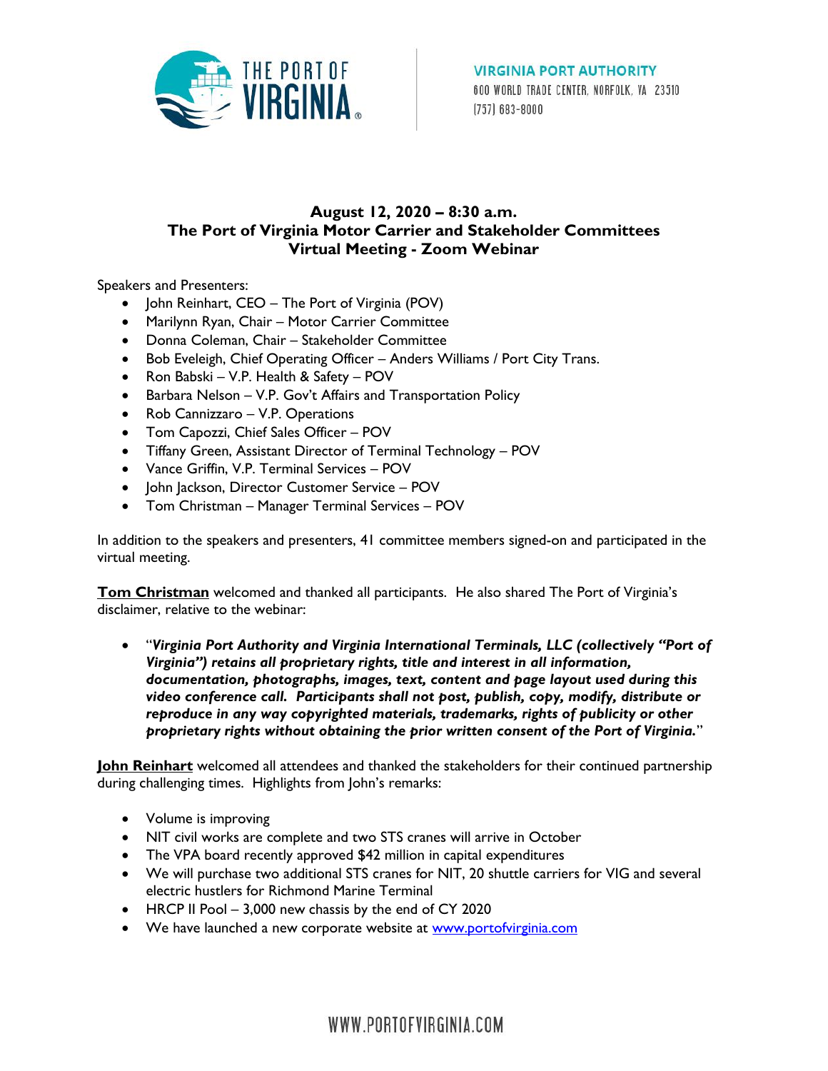VIRGINIA PORT AUTHORITY
600 WORLD TRADE CENTER, NORFOLK, VA 23510
(757) 683-8000

**August 12, 2020 – 8:30 a.m.**
**The Port of Virginia Motor Carrier and Stakeholder Committees**
**Virtual Meeting - Zoom Webinar**

Speakers and Presenters:

- John Reinhart, CEO – The Port of Virginia (POV)
- Marilynn Ryan, Chair – Motor Carrier Committee
- Donna Coleman, Chair – Stakeholder Committee
- Bob Eveleigh, Chief Operating Officer – Anders Williams / Port City Trans.
- Ron Babski – V.P. Health & Safety – POV
- Barbara Nelson – V.P. Gov't Affairs and Transportation Policy
- Rob Cannizzaro – V.P. Operations
- Tom Capozzi, Chief Sales Officer – POV
- Tiffany Green, Assistant Director of Terminal Technology – POV
- Vance Griffin, V.P. Terminal Services – POV
- John Jackson, Director Customer Service – POV
- Tom Christman – Manager Terminal Services – POV

In addition to the speakers and presenters, 41 committee members signed-on and participated in the virtual meeting.

**Tom Christman** welcomed and thanked all participants. He also shared The Port of Virginia's disclaimer, relative to the webinar:

- "***Virginia Port Authority and Virginia International Terminals, LLC (collectively "Port of Virginia") retains all proprietary rights, title and interest in all information, documentation, photographs, images, text, content and page layout used during this video conference call. Participants shall not post, publish, copy, modify, distribute or reproduce in any way copyrighted materials, trademarks, rights of publicity or other proprietary rights without obtaining the prior written consent of the Port of Virginia.***"

**John Reinhart** welcomed all attendees and thanked the stakeholders for their continued partnership during challenging times. Highlights from John's remarks:

- Volume is improving
- NIT civil works are complete and two STS cranes will arrive in October
- The VPA board recently approved $42 million in capital expenditures
- We will purchase two additional STS cranes for NIT, 20 shuttle carriers for VIG and several electric hustlers for Richmond Marine Terminal
- HRCP II Pool – 3,000 new chassis by the end of CY 2020
- We have launched a new corporate website at www.portofvirginia.com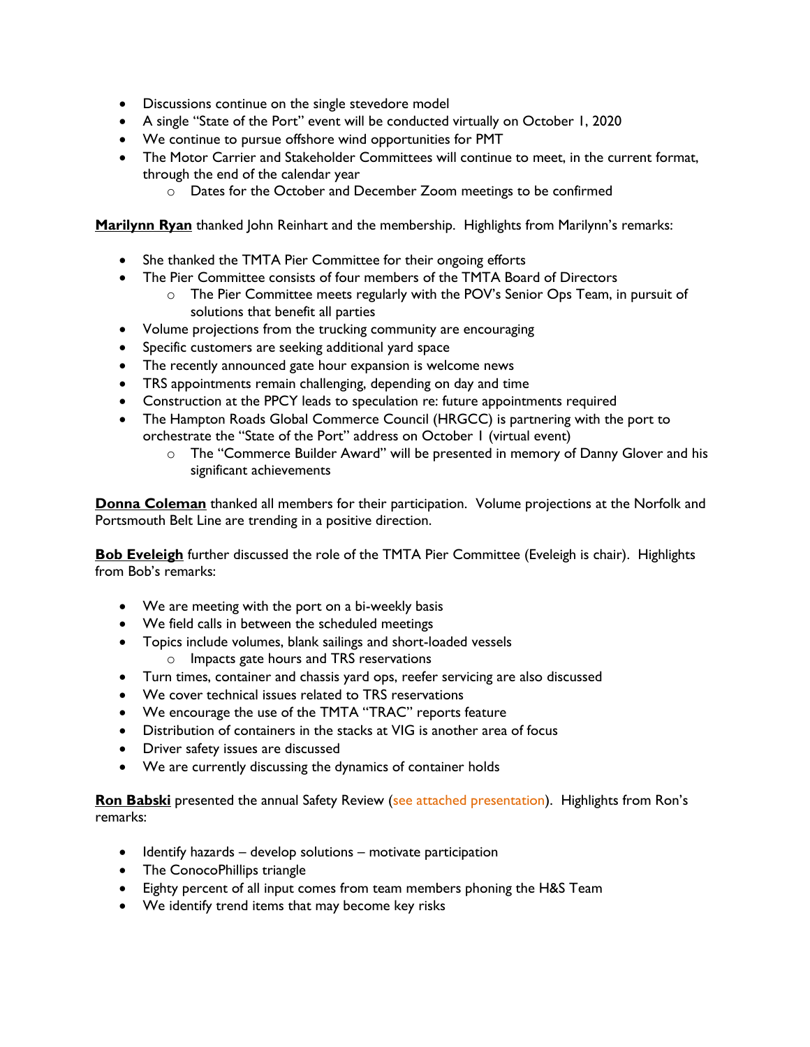- Discussions continue on the single stevedore model
- A single "State of the Port" event will be conducted virtually on October 1, 2020
- We continue to pursue offshore wind opportunities for PMT
- The Motor Carrier and Stakeholder Committees will continue to meet, in the current format, through the end of the calendar year
  - Dates for the October and December Zoom meetings to be confirmed

**Marilynn Ryan** thanked John Reinhart and the membership. Highlights from Marilynn's remarks:

- She thanked the TMTA Pier Committee for their ongoing efforts
- The Pier Committee consists of four members of the TMTA Board of Directors
  - The Pier Committee meets regularly with the POV's Senior Ops Team, in pursuit of solutions that benefit all parties
- Volume projections from the trucking community are encouraging
- Specific customers are seeking additional yard space
- The recently announced gate hour expansion is welcome news
- TRS appointments remain challenging, depending on day and time
- Construction at the PPCY leads to speculation re: future appointments required
- The Hampton Roads Global Commerce Council (HRGCC) is partnering with the port to orchestrate the "State of the Port" address on October 1 (virtual event)
  - The "Commerce Builder Award" will be presented in memory of Danny Glover and his significant achievements

**Donna Coleman** thanked all members for their participation. Volume projections at the Norfolk and Portsmouth Belt Line are trending in a positive direction.

**Bob Eveleigh** further discussed the role of the TMTA Pier Committee (Eveleigh is chair). Highlights from Bob's remarks:

- We are meeting with the port on a bi-weekly basis
- We field calls in between the scheduled meetings
- Topics include volumes, blank sailings and short-loaded vessels
  - Impacts gate hours and TRS reservations
- Turn times, container and chassis yard ops, reefer servicing are also discussed
- We cover technical issues related to TRS reservations
- We encourage the use of the TMTA "TRAC" reports feature
- Distribution of containers in the stacks at VIG is another area of focus
- Driver safety issues are discussed
- We are currently discussing the dynamics of container holds

**Ron Babski** presented the annual Safety Review (see attached presentation). Highlights from Ron's remarks:

- Identify hazards – develop solutions – motivate participation
- The ConocoPhillips triangle
- Eighty percent of all input comes from team members phoning the H&S Team
- We identify trend items that may become key risks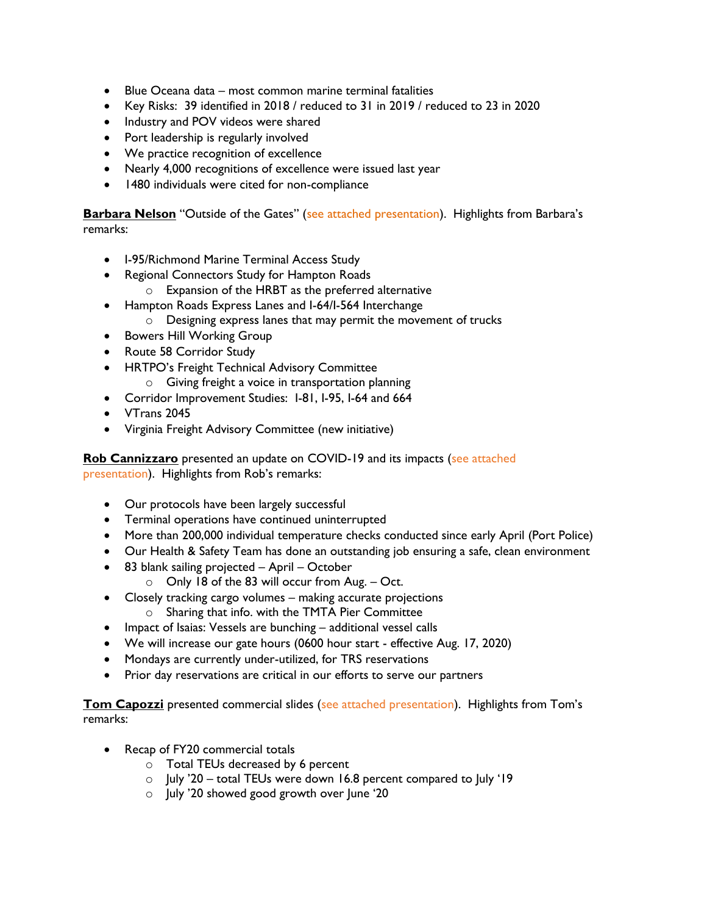- Blue Oceana data – most common marine terminal fatalities
- Key Risks: 39 identified in 2018 / reduced to 31 in 2019 / reduced to 23 in 2020
- Industry and POV videos were shared
- Port leadership is regularly involved
- We practice recognition of excellence
- Nearly 4,000 recognitions of excellence were issued last year
- 1480 individuals were cited for non-compliance

**Barbara Nelson** "Outside of the Gates" (see attached presentation). Highlights from Barbara's remarks:

- I-95/Richmond Marine Terminal Access Study
- Regional Connectors Study for Hampton Roads
  - Expansion of the HRBT as the preferred alternative
- Hampton Roads Express Lanes and I-64/I-564 Interchange
  - Designing express lanes that may permit the movement of trucks
- Bowers Hill Working Group
- Route 58 Corridor Study
- HRTPO's Freight Technical Advisory Committee
  - Giving freight a voice in transportation planning
- Corridor Improvement Studies: I-81, I-95, I-64 and 664
- VTrans 2045
- Virginia Freight Advisory Committee (new initiative)

**Rob Cannizzaro** presented an update on COVID-19 and its impacts (see attached presentation). Highlights from Rob's remarks:

- Our protocols have been largely successful
- Terminal operations have continued uninterrupted
- More than 200,000 individual temperature checks conducted since early April (Port Police)
- Our Health & Safety Team has done an outstanding job ensuring a safe, clean environment
- 83 blank sailing projected – April – October
  - Only 18 of the 83 will occur from Aug. – Oct.
- Closely tracking cargo volumes – making accurate projections
  - Sharing that info. with the TMTA Pier Committee
- Impact of Isaias: Vessels are bunching – additional vessel calls
- We will increase our gate hours (0600 hour start - effective Aug. 17, 2020)
- Mondays are currently under-utilized, for TRS reservations
- Prior day reservations are critical in our efforts to serve our partners

**Tom Capozzi** presented commercial slides (see attached presentation). Highlights from Tom's remarks:

- Recap of FY20 commercial totals
  - Total TEUs decreased by 6 percent
  - July '20 – total TEUs were down 16.8 percent compared to July '19
  - July '20 showed good growth over June '20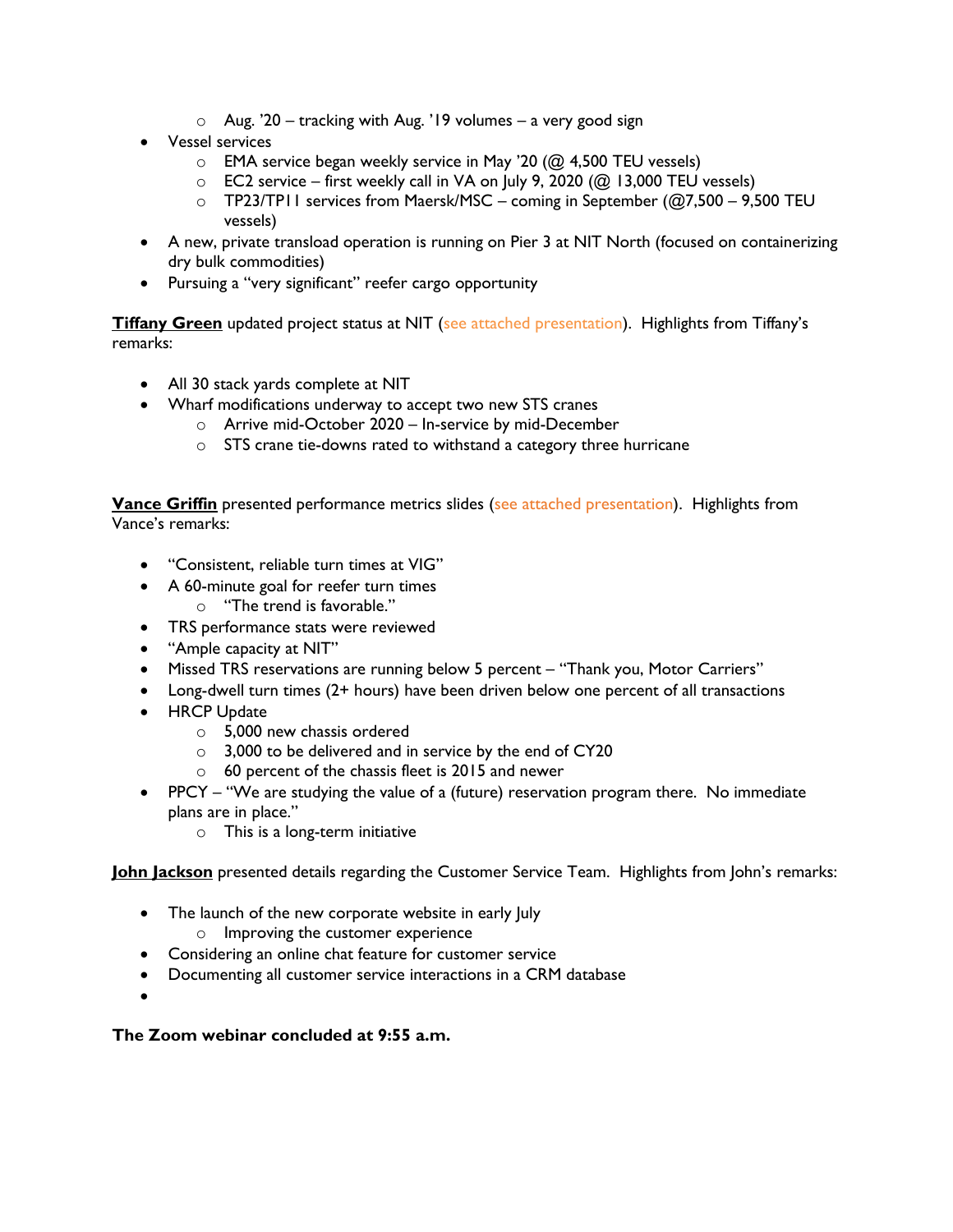- Aug. '20 – tracking with Aug. '19 volumes – a very good sign
- Vessel services
  - EMA service began weekly service in May '20 (@ 4,500 TEU vessels)
  - EC2 service – first weekly call in VA on July 9, 2020 (@ 13,000 TEU vessels)
  - TP23/TP11 services from Maersk/MSC – coming in September (@7,500 – 9,500 TEU vessels)
- A new, private transload operation is running on Pier 3 at NIT North (focused on containerizing dry bulk commodities)
- Pursuing a "very significant" reefer cargo opportunity

**Tiffany Green** updated project status at NIT (see attached presentation). Highlights from Tiffany's remarks:

- All 30 stack yards complete at NIT
- Wharf modifications underway to accept two new STS cranes
  - Arrive mid-October 2020 – In-service by mid-December
  - STS crane tie-downs rated to withstand a category three hurricane

**Vance Griffin** presented performance metrics slides (see attached presentation). Highlights from Vance's remarks:

- "Consistent, reliable turn times at VIG"
- A 60-minute goal for reefer turn times
  - "The trend is favorable."
- TRS performance stats were reviewed
- "Ample capacity at NIT"
- Missed TRS reservations are running below 5 percent – "Thank you, Motor Carriers"
- Long-dwell turn times (2+ hours) have been driven below one percent of all transactions
- HRCP Update
  - 5,000 new chassis ordered
  - 3,000 to be delivered and in service by the end of CY20
  - 60 percent of the chassis fleet is 2015 and newer
- PPCY – "We are studying the value of a (future) reservation program there. No immediate plans are in place."
  - This is a long-term initiative

**John Jackson** presented details regarding the Customer Service Team. Highlights from John's remarks:

- The launch of the new corporate website in early July
  - Improving the customer experience
- Considering an online chat feature for customer service
- Documenting all customer service interactions in a CRM database

**The Zoom webinar concluded at 9:55 a.m.**